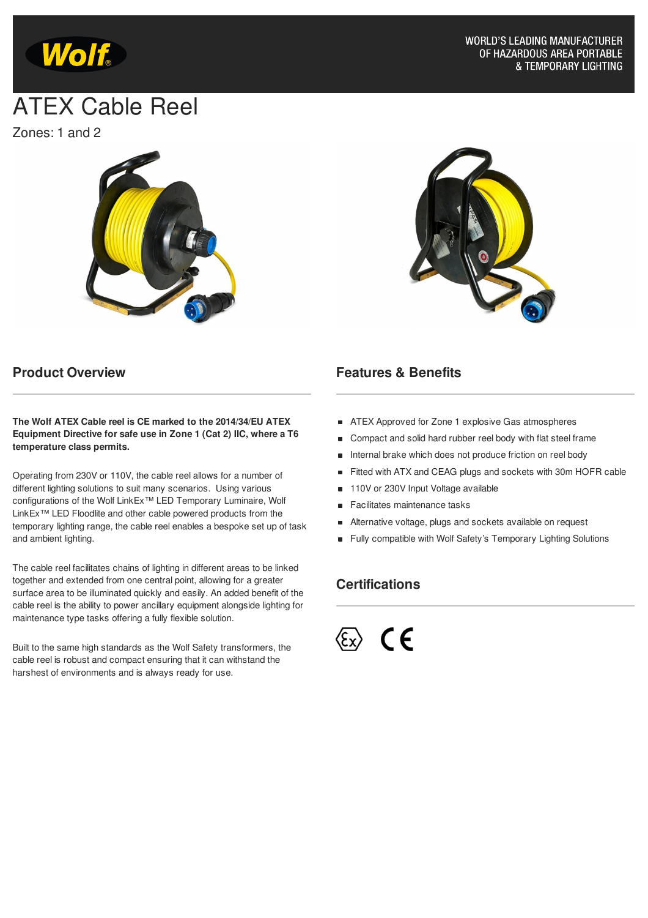WORLD'S LEADING MANUFACTURER OF HAZARDOUS AREA PORTABLE & TEMPORARY LIGHTING

# ATEX Cable Reel

Zones: 1 and 2

## Product Overview

**The Wolf ATEX Cable reel is CE marked to the 2014/34/EU ATEX Equipment Directive for safe use in Zone 1 (Cat 2) IIC, where a T6 temperature class permits.**

Operating from 230V or 110V, the cable reel allows for a number of different lighting solutions to suit many scenarios. Using various configurations of the Wolf LinkEx™ LED Temporary Luminaire, Wolf LinkEx™ LED Floodlite and other cable powered products from the temporary lighting range, the cable reel enables a bespoke set up of task and ambient lighting.

The cable reel facilitates chains of lighting in different areas to be linked together and extended from one central point, allowing for a greater surface area to be illuminated quickly and easily. An added benefit of the cable reel is the ability to power ancillary equipment alongside lighting for maintenance type tasks offering a fully flexible solution.

Built to the same high standards as the Wolf Safety transformers, the cable reel is robust and compact ensuring that it can withstand the harshest of environments and is always ready for use.

## Features & Benefits

- ATEX Approved for Zone 1 explosive Gas atmospheres
- Compact and solid hard rubber reel body with flat steel frame
- Internal brake which does not produce friction on reel body
- Fitted with ATX and CEAG plugs and sockets with 30m HOFR cable
- 110V or 230V Input Voltage available
- Facilitates maintenance tasks
- Alternative voltage, plugs and sockets available on request
- Fully compatible with Wolf Safety's Temporary Lighting Solutions

## Certifications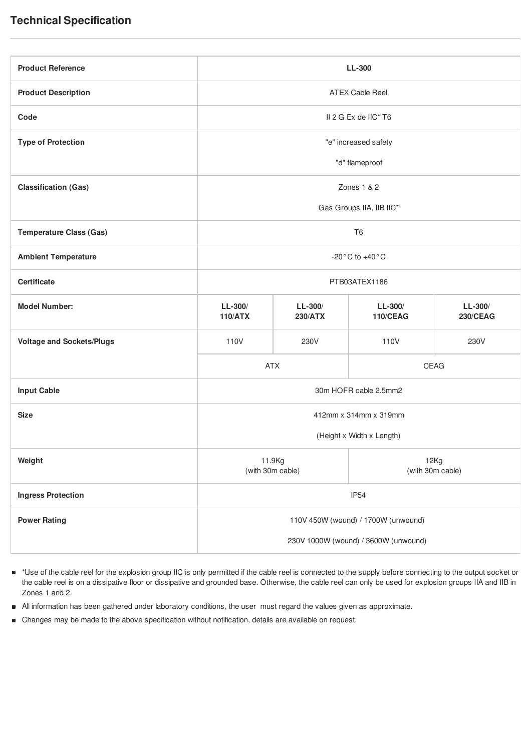## Technical Specification

| Product Reference | LL-300 | | | |
|---|---|---|---|---|
| Product Description | ATEX Cable Reel | | | |
| Code | II 2 G Ex de IIC* T6 | | | |
| Type of Protection | "e" increased safety<br>"d" flameproof | | | |
| Classification (Gas) | Zones 1 & 2<br>Gas Groups IIA, IIB IIC* | | | |
| Temperature Class (Gas) | T6 | | | |
| Ambient Temperature | -20°C to +40°C | | | |
| Certificate | PTB03ATEX1186 | | | |
| **Model Number:** | **LL-300/ 110/ATX** | **LL-300/ 230/ATX** | **LL-300/ 110/CEAG** | **LL-300/ 230/CEAG** |
| Voltage and Sockets/Plugs | 110V | 230V | 110V | 230V |
| | ATX | | CEAG | |
| Input Cable | 30m HOFR cable 2.5mm2 | | | |
| Size | 412mm x 314mm x 319mm<br>(Height x Width x Length) | | | |
| Weight | 11.9Kg (with 30m cable) | | 12Kg (with 30m cable) | |
| Ingress Protection | IP54 | | | |
| Power Rating | 110V 450W (wound) / 1700W (unwound)<br>230V 1000W (wound) / 3600W (unwound) | | | |

- *Use of the cable reel for the explosion group IIC is only permitted if the cable reel is connected to the supply before connecting to the output socket or the cable reel is on a dissipative floor or dissipative and grounded base. Otherwise, the cable reel can only be used for explosion groups IIA and IIB in Zones 1 and 2.
- All information has been gathered under laboratory conditions, the user must regard the values given as approximate.
- Changes may be made to the above specification without notification, details are available on request.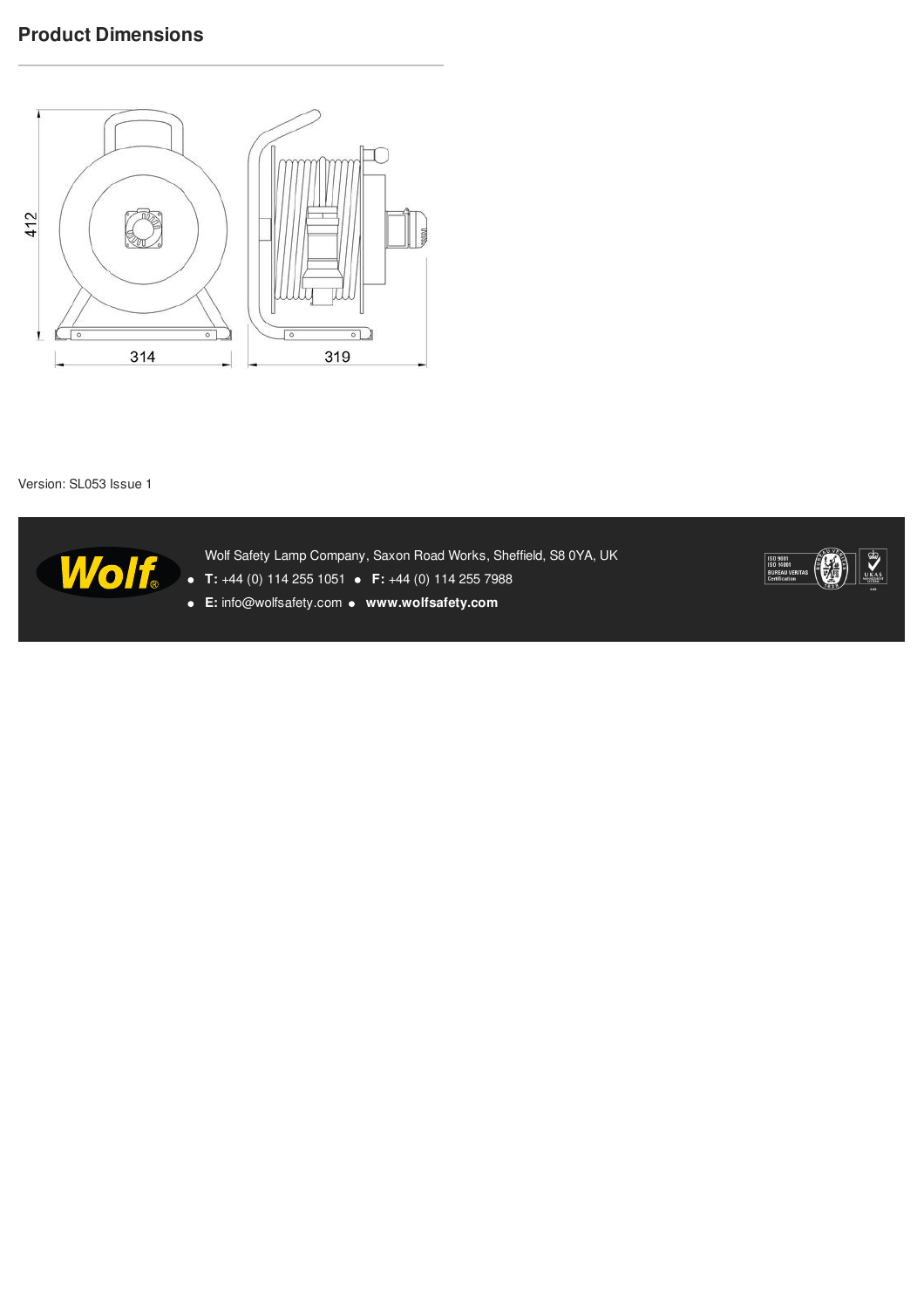## Product Dimensions

412

314

319

Version: SL053 Issue 1

Wolf Safety Lamp Company, Saxon Road Works, Sheffield, S8 0YA, UK

- **T:** +44 (0) 114 255 1051 • **F:** +44 (0) 114 255 7988
- **E:** info@wolfsafety.com • **www.wolfsafety.com**